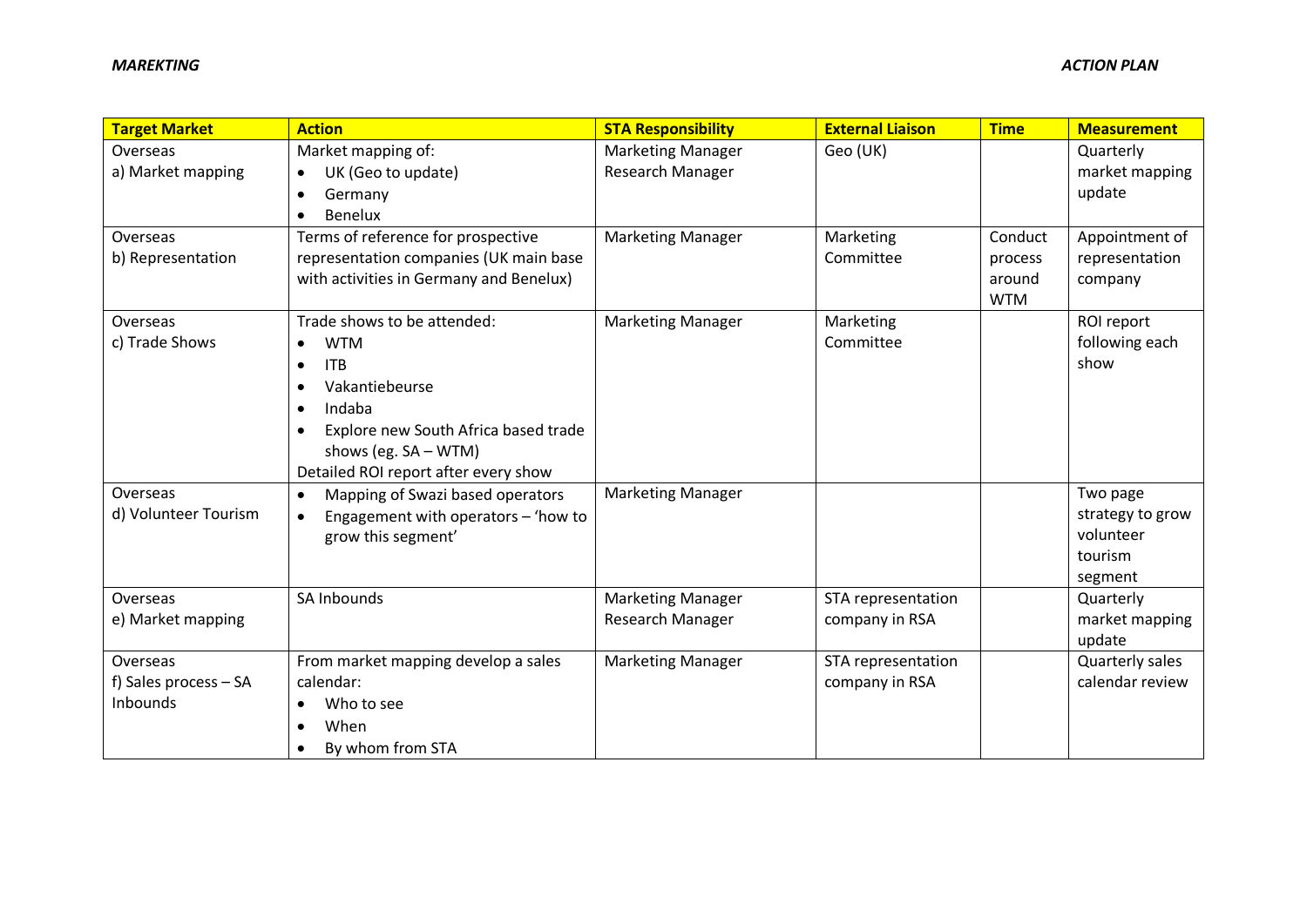*MAREKTING* *ACTION PLAN*

| Target Market | Action | STA Responsibility | External Liaison | Time | Measurement |
|---|---|---|---|---|---|
| Overseas<br>a) Market mapping | Market mapping of:<br>• UK (Geo to update)<br>• Germany<br>• Benelux | Marketing Manager<br>Research Manager | Geo (UK) | | Quarterly market mapping update |
| Overseas<br>b) Representation | Terms of reference for prospective representation companies (UK main base with activities in Germany and Benelux) | Marketing Manager | Marketing Committee | Conduct process around WTM | Appointment of representation company |
| Overseas<br>c) Trade Shows | Trade shows to be attended:<br>• WTM<br>• ITB<br>• Vakantiebeurse<br>• Indaba<br>• Explore new South Africa based trade shows (eg. SA – WTM)<br>Detailed ROI report after every show | Marketing Manager | Marketing Committee | | ROI report following each show |
| Overseas<br>d) Volunteer Tourism | • Mapping of Swazi based operators<br>• Engagement with operators – 'how to grow this segment' | Marketing Manager | | | Two page strategy to grow volunteer tourism segment |
| Overseas<br>e) Market mapping | SA Inbounds | Marketing Manager<br>Research Manager | STA representation company in RSA | | Quarterly market mapping update |
| Overseas<br>f) Sales process – SA Inbounds | From market mapping develop a sales calendar:<br>• Who to see<br>• When<br>• By whom from STA | Marketing Manager | STA representation company in RSA | | Quarterly sales calendar review |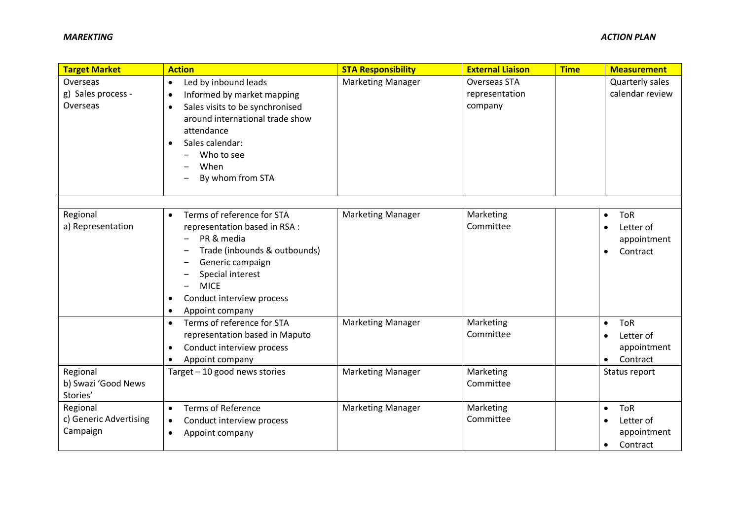| Target Market | Action | STA Responsibility | External Liaison | Time | Measurement |
| --- | --- | --- | --- | --- | --- |
| Overseas<br>g) Sales process - Overseas | • Led by inbound leads<br>• Informed by market mapping<br>• Sales visits to be synchronised around international trade show attendance<br>• Sales calendar:<br>– Who to see<br>– When<br>– By whom from STA | Marketing Manager | Overseas STA representation company | | Quarterly sales calendar review |
| | | | | | |
| Regional<br>a) Representation | • Terms of reference for STA representation based in RSA :<br>– PR & media<br>– Trade (inbounds & outbounds)<br>– Generic campaign<br>– Special interest<br>– MICE<br>• Conduct interview process<br>• Appoint company | Marketing Manager | Marketing Committee | | • ToR<br>• Letter of appointment<br>• Contract |
| | • Terms of reference for STA representation based in Maputo<br>• Conduct interview process<br>• Appoint company | Marketing Manager | Marketing Committee | | • ToR<br>• Letter of appointment<br>• Contract |
| Regional<br>b) Swazi 'Good News Stories' | Target – 10 good news stories | Marketing Manager | Marketing Committee | | Status report |
| Regional<br>c) Generic Advertising Campaign | • Terms of Reference<br>• Conduct interview process<br>• Appoint company | Marketing Manager | Marketing Committee | | • ToR<br>• Letter of appointment<br>• Contract |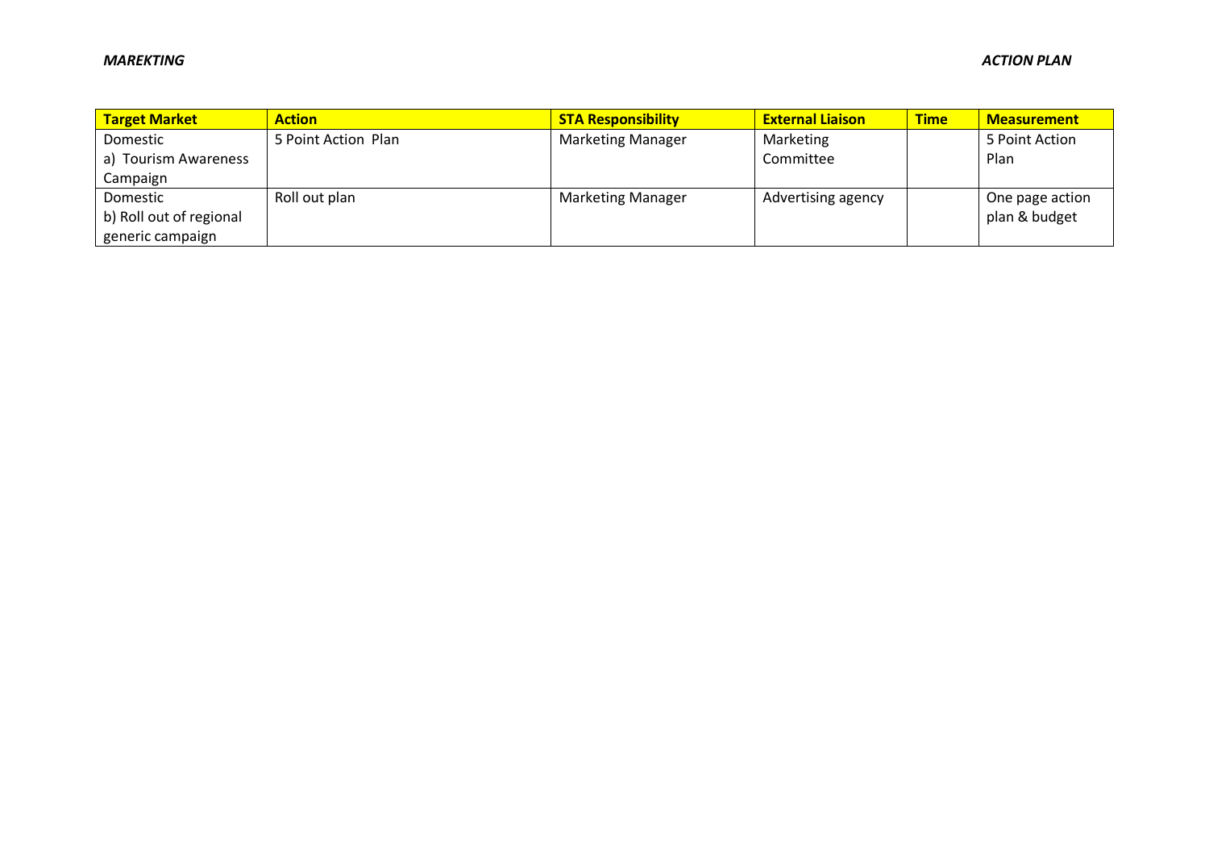| Target Market | Action | STA Responsibility | External Liaison | Time | Measurement |
|---|---|---|---|---|---|
| Domestic<br>a) Tourism Awareness Campaign | 5 Point Action Plan | Marketing Manager | Marketing Committee | | 5 Point Action Plan |
| Domestic<br>b) Roll out of regional generic campaign | Roll out plan | Marketing Manager | Advertising agency | | One page action plan & budget |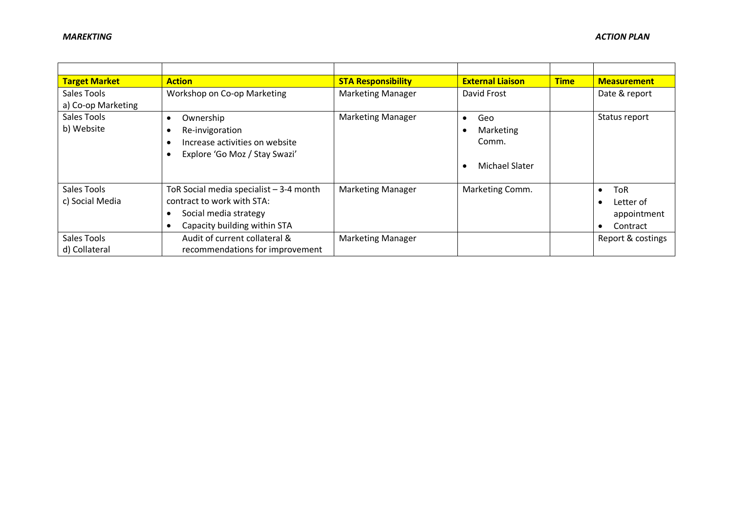| Target Market | Action | STA Responsibility | External Liaison | Time | Measurement |
|---|---|---|---|---|---|
| Sales Tools<br>a) Co-op Marketing | Workshop on Co-op Marketing | Marketing Manager | David Frost | | Date & report |
| Sales Tools<br>b) Website | • Ownership<br>• Re-invigoration<br>• Increase activities on website<br>• Explore 'Go Moz / Stay Swazi' | Marketing Manager | • Geo<br>• Marketing Comm.<br>• Michael Slater | | Status report |
| Sales Tools<br>c) Social Media | ToR Social media specialist – 3-4 month contract to work with STA:<br>• Social media strategy<br>• Capacity building within STA | Marketing Manager | Marketing Comm. | | • ToR<br>• Letter of appointment<br>• Contract |
| Sales Tools<br>d) Collateral | Audit of current collateral & recommendations for improvement | Marketing Manager | | | Report & costings |